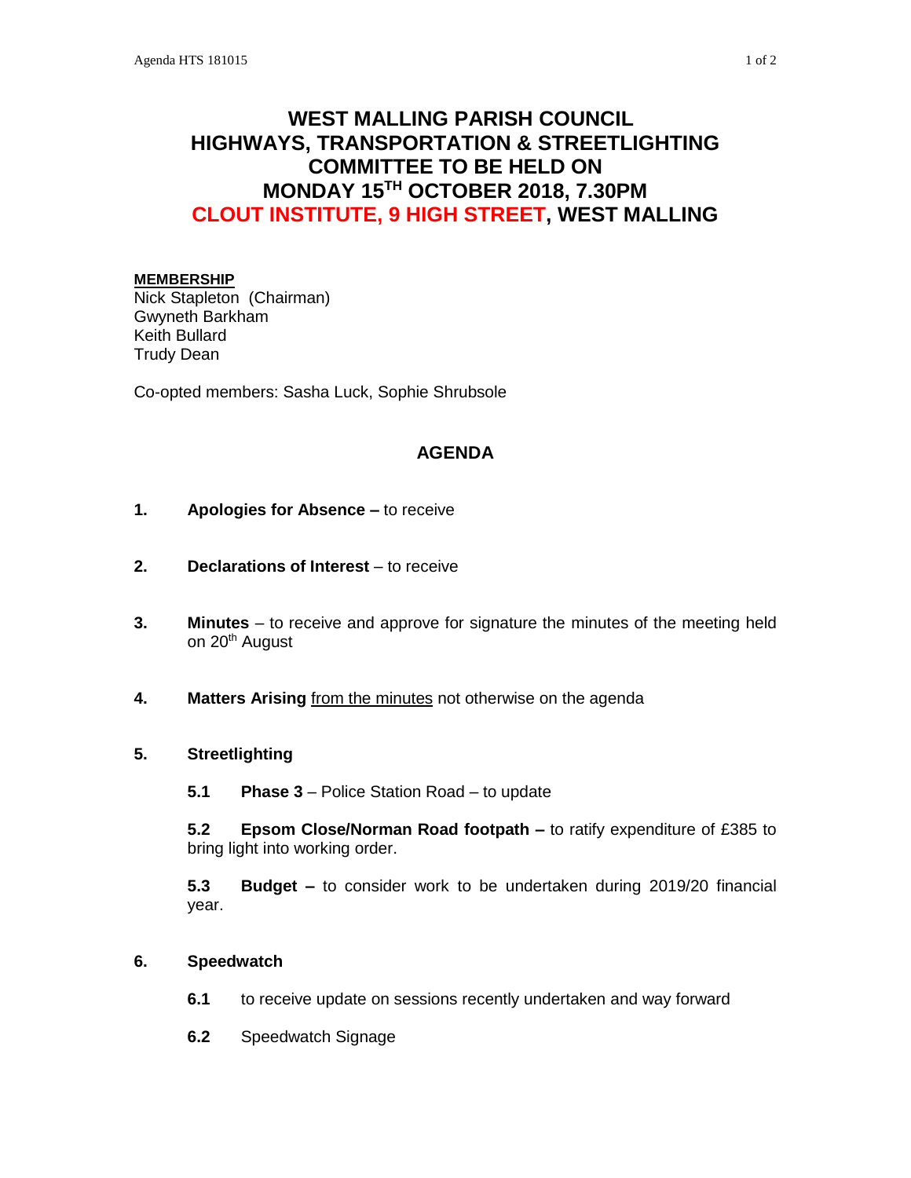# WEST MALLING PARISH COUNCIL
# HIGHWAYS, TRANSPORTATION & STREETLIGHTING COMMITTEE TO BE HELD ON MONDAY 15TH OCTOBER 2018, 7.30PM CLOUT INSTITUTE, 9 HIGH STREET, WEST MALLING

**MEMBERSHIP**

Nick Stapleton (Chairman)
Gwyneth Barkham
Keith Bullard
Trudy Dean

Co-opted members: Sasha Luck, Sophie Shrubsole

## AGENDA

**1. Apologies for Absence –** to receive

**2. Declarations of Interest** – to receive

**3. Minutes** – to receive and approve for signature the minutes of the meeting held on 20th August

**4. Matters Arising** from the minutes not otherwise on the agenda

**5. Streetlighting**

**5.1 Phase 3** – Police Station Road – to update

**5.2 Epsom Close/Norman Road footpath –** to ratify expenditure of £385 to bring light into working order.

**5.3 Budget –** to consider work to be undertaken during 2019/20 financial year.

**6. Speedwatch**

**6.1** to receive update on sessions recently undertaken and way forward

**6.2** Speedwatch Signage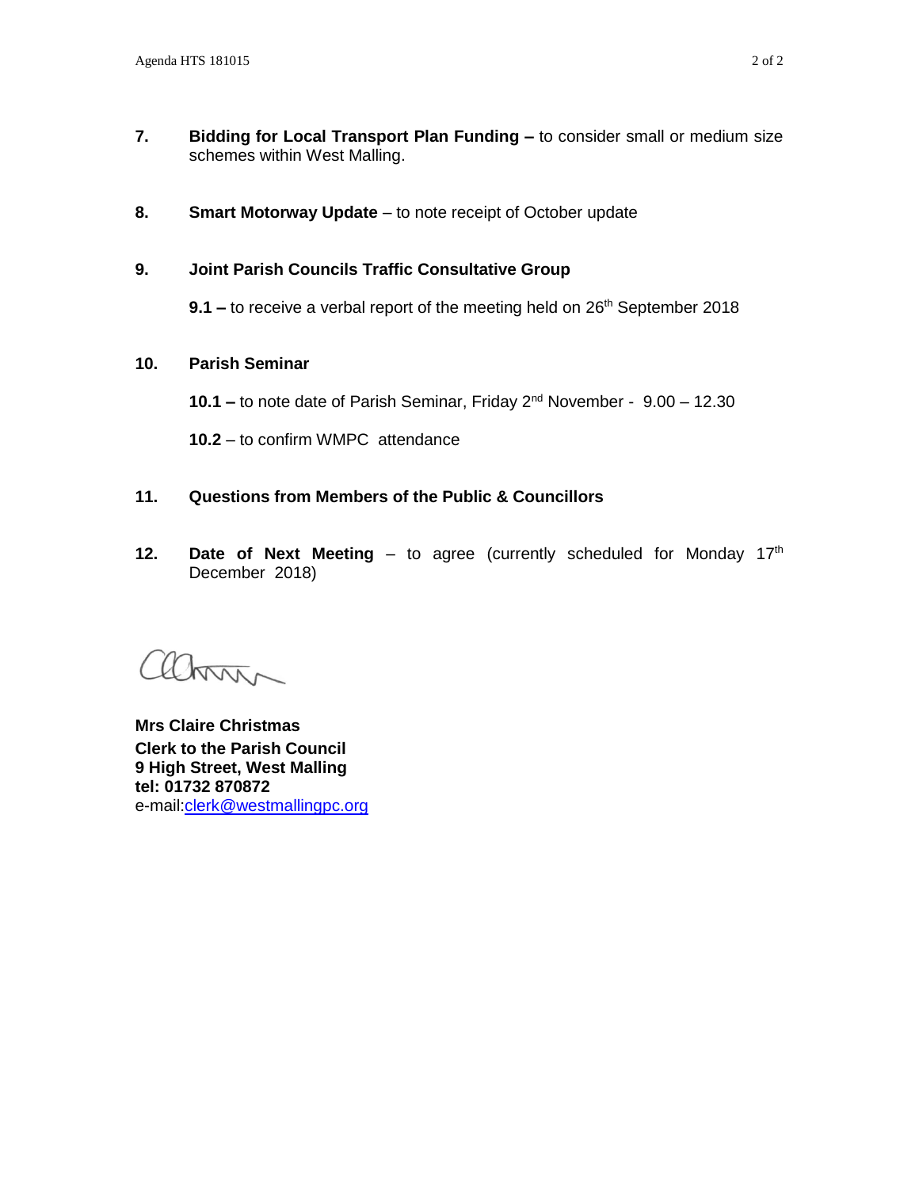**7.** **Bidding for Local Transport Plan Funding –** to consider small or medium size schemes within West Malling.

**8.** **Smart Motorway Update** – to note receipt of October update

**9.** **Joint Parish Councils Traffic Consultative Group**

**9.1 –** to receive a verbal report of the meeting held on 26th September 2018

**10.** **Parish Seminar**

**10.1 –** to note date of Parish Seminar, Friday 2nd November - 9.00 – 12.30

**10.2** – to confirm WMPC attendance

**11.** **Questions from Members of the Public & Councillors**

**12.** **Date of Next Meeting** – to agree (currently scheduled for Monday 17th December 2018)

**Mrs Claire Christmas**
**Clerk to the Parish Council**
**9 High Street, West Malling**
**tel: 01732 870872**
e-mail:clerk@westmallingpc.org